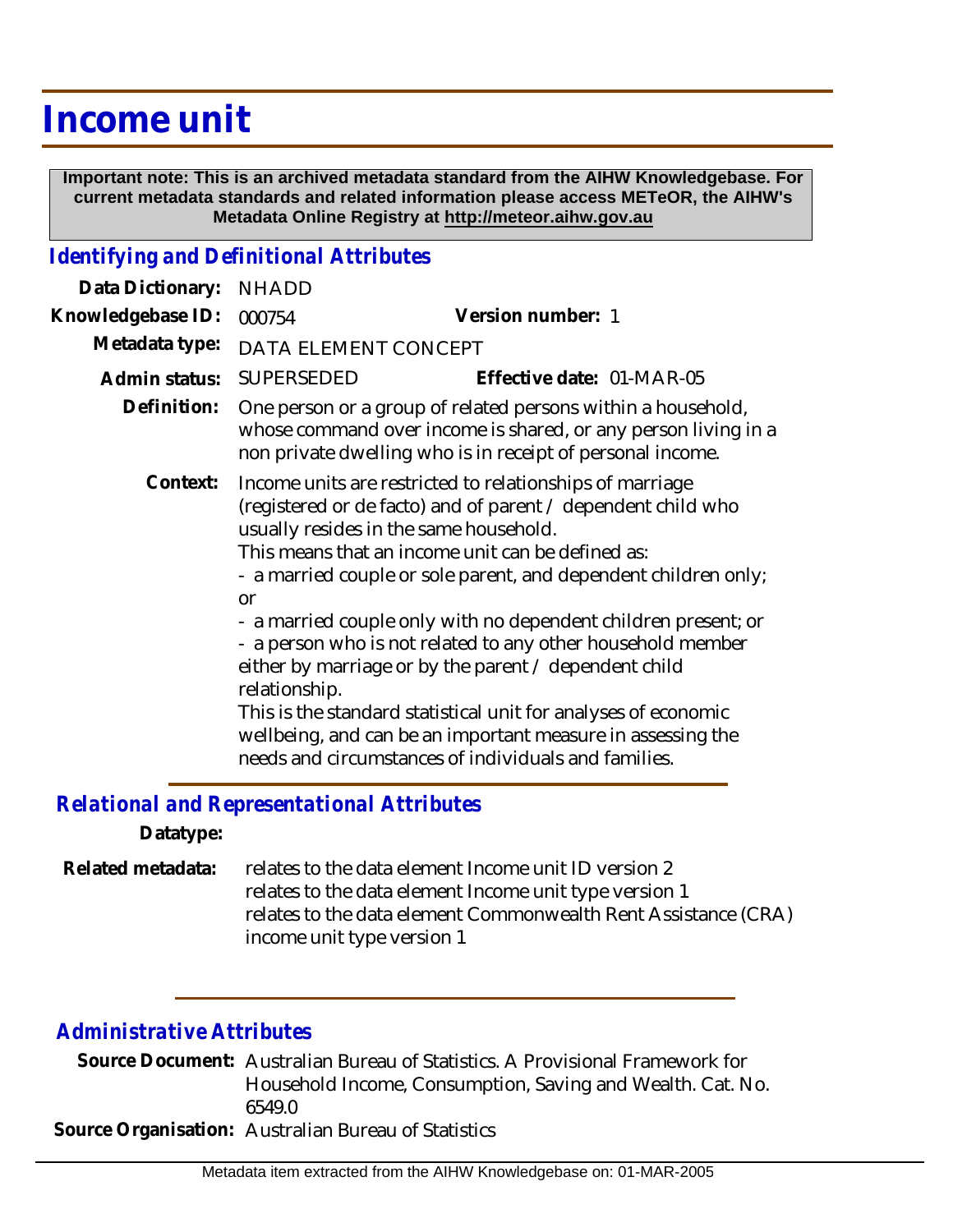# Income unit

**Important note: This is an archived metadata standard from the AIHW Knowledgebase. For current metadata standards and related information please access METeOR, the AIHW's Metadata Online Registry at http://meteor.aihw.gov.au**

## *Identifying and Definitional Attributes*

**Data Dictionary:** NHADD

**Knowledgebase ID:** 000754 **Version number:** 1

**Metadata type:** DATA ELEMENT CONCEPT

**Admin status:** SUPERSEDED **Effective date:** 01-MAR-05

**Definition:** One person or a group of related persons within a household, whose command over income is shared, or any person living in a non private dwelling who is in receipt of personal income.

**Context:** Income units are restricted to relationships of marriage (registered or de facto) and of parent / dependent child who usually resides in the same household.
This means that an income unit can be defined as:
- a married couple or sole parent, and dependent children only; or
- a married couple only with no dependent children present; or
- a person who is not related to any other household member either by marriage or by the parent / dependent child relationship.

This is the standard statistical unit for analyses of economic wellbeing, and can be an important measure in assessing the needs and circumstances of individuals and families.

## *Relational and Representational Attributes*

**Datatype:**

**Related metadata:** relates to the data element Income unit ID version 2
relates to the data element Income unit type version 1
relates to the data element Commonwealth Rent Assistance (CRA) income unit type version 1

## *Administrative Attributes*

**Source Document:** Australian Bureau of Statistics. A Provisional Framework for Household Income, Consumption, Saving and Wealth. Cat. No. 6549.0

**Source Organisation:** Australian Bureau of Statistics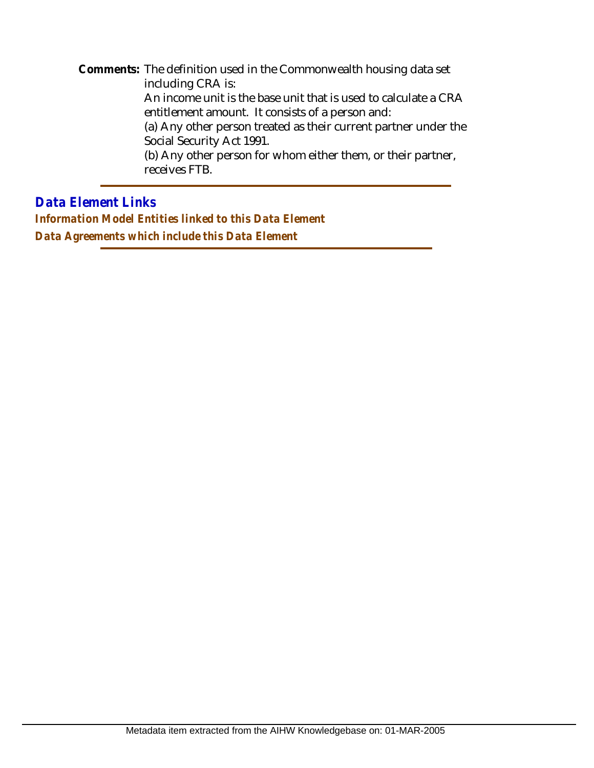**Comments:** The definition used in the Commonwealth housing data set including CRA is:

An income unit is the base unit that is used to calculate a CRA entitlement amount. It consists of a person and:

(a) Any other person treated as their current partner under the Social Security Act 1991.

(b) Any other person for whom either them, or their partner, receives FTB.

## Data Element Links

### *Information Model Entities linked to this Data Element*

### *Data Agreements which include this Data Element*

Metadata item extracted from the AIHW Knowledgebase on: 01-MAR-2005